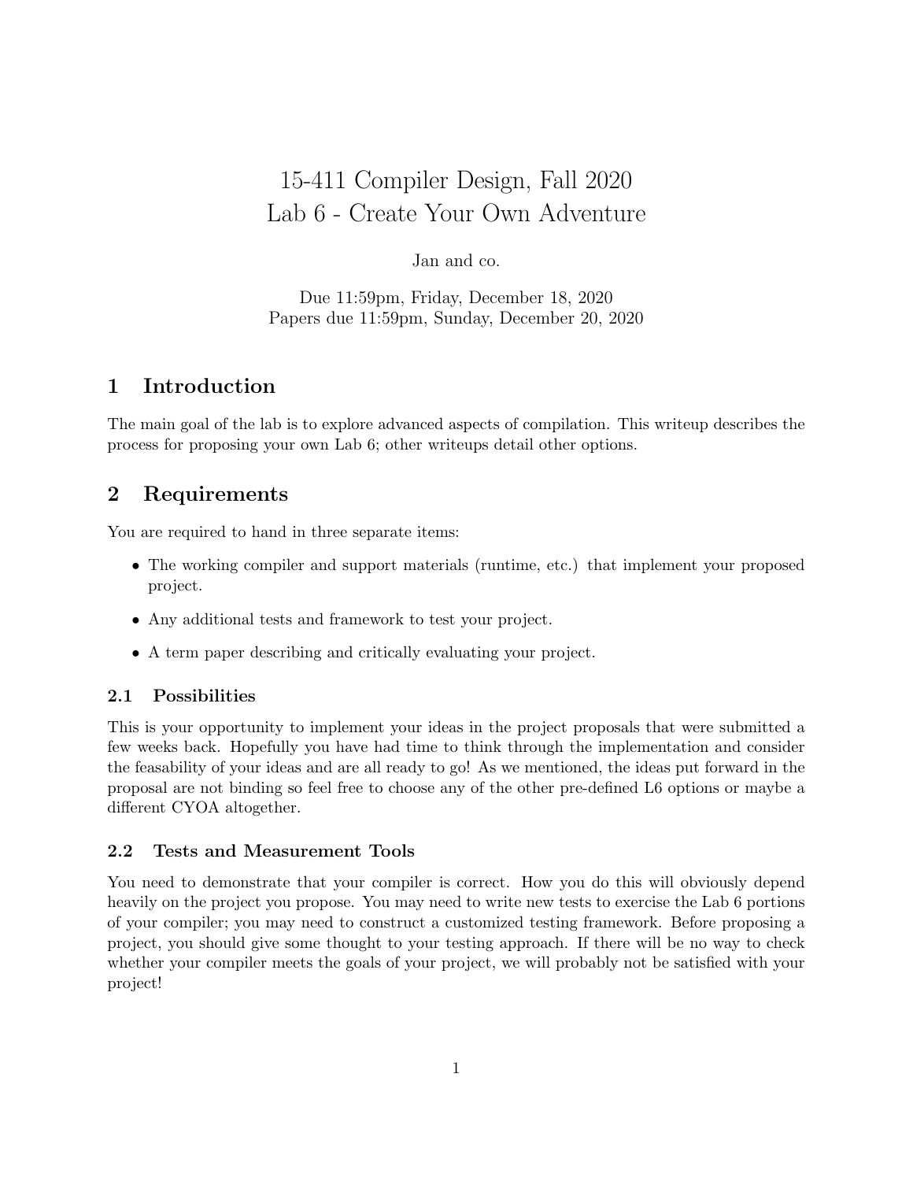# 15-411 Compiler Design, Fall 2020
# Lab 6 - Create Your Own Adventure

Jan and co.

Due 11:59pm, Friday, December 18, 2020
Papers due 11:59pm, Sunday, December 20, 2020

## 1 Introduction

The main goal of the lab is to explore advanced aspects of compilation. This writeup describes the process for proposing your own Lab 6; other writeups detail other options.

## 2 Requirements

You are required to hand in three separate items:

- The working compiler and support materials (runtime, etc.) that implement your proposed project.
- Any additional tests and framework to test your project.
- A term paper describing and critically evaluating your project.

### 2.1 Possibilities

This is your opportunity to implement your ideas in the project proposals that were submitted a few weeks back. Hopefully you have had time to think through the implementation and consider the feasability of your ideas and are all ready to go! As we mentioned, the ideas put forward in the proposal are not binding so feel free to choose any of the other pre-defined L6 options or maybe a different CYOA altogether.

### 2.2 Tests and Measurement Tools

You need to demonstrate that your compiler is correct. How you do this will obviously depend heavily on the project you propose. You may need to write new tests to exercise the Lab 6 portions of your compiler; you may need to construct a customized testing framework. Before proposing a project, you should give some thought to your testing approach. If there will be no way to check whether your compiler meets the goals of your project, we will probably not be satisfied with your project!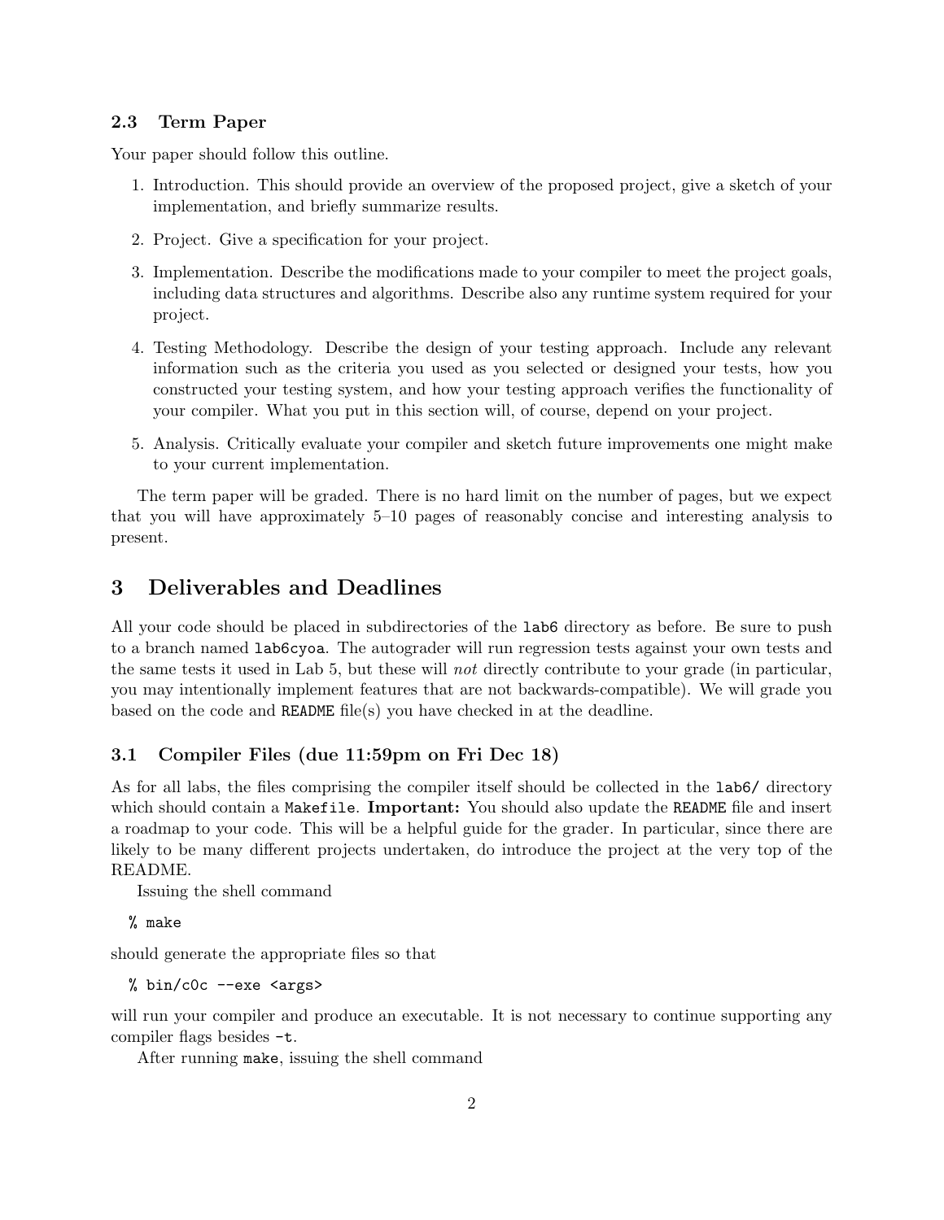### 2.3 Term Paper

Your paper should follow this outline.

1. Introduction. This should provide an overview of the proposed project, give a sketch of your implementation, and briefly summarize results.
2. Project. Give a specification for your project.
3. Implementation. Describe the modifications made to your compiler to meet the project goals, including data structures and algorithms. Describe also any runtime system required for your project.
4. Testing Methodology. Describe the design of your testing approach. Include any relevant information such as the criteria you used as you selected or designed your tests, how you constructed your testing system, and how your testing approach verifies the functionality of your compiler. What you put in this section will, of course, depend on your project.
5. Analysis. Critically evaluate your compiler and sketch future improvements one might make to your current implementation.

The term paper will be graded. There is no hard limit on the number of pages, but we expect that you will have approximately 5–10 pages of reasonably concise and interesting analysis to present.

## 3 Deliverables and Deadlines

All your code should be placed in subdirectories of the `lab6` directory as before. Be sure to push to a branch named `lab6cyoa`. The autograder will run regression tests against your own tests and the same tests it used in Lab 5, but these will *not* directly contribute to your grade (in particular, you may intentionally implement features that are not backwards-compatible). We will grade you based on the code and `README` file(s) you have checked in at the deadline.

### 3.1 Compiler Files (due 11:59pm on Fri Dec 18)

As for all labs, the files comprising the compiler itself should be collected in the `lab6/` directory which should contain a `Makefile`. **Important:** You should also update the `README` file and insert a roadmap to your code. This will be a helpful guide for the grader. In particular, since there are likely to be many different projects undertaken, do introduce the project at the very top of the README.

Issuing the shell command

```
% make
```

should generate the appropriate files so that

```
% bin/c0c --exe <args>
```

will run your compiler and produce an executable. It is not necessary to continue supporting any compiler flags besides `-t`.

After running `make`, issuing the shell command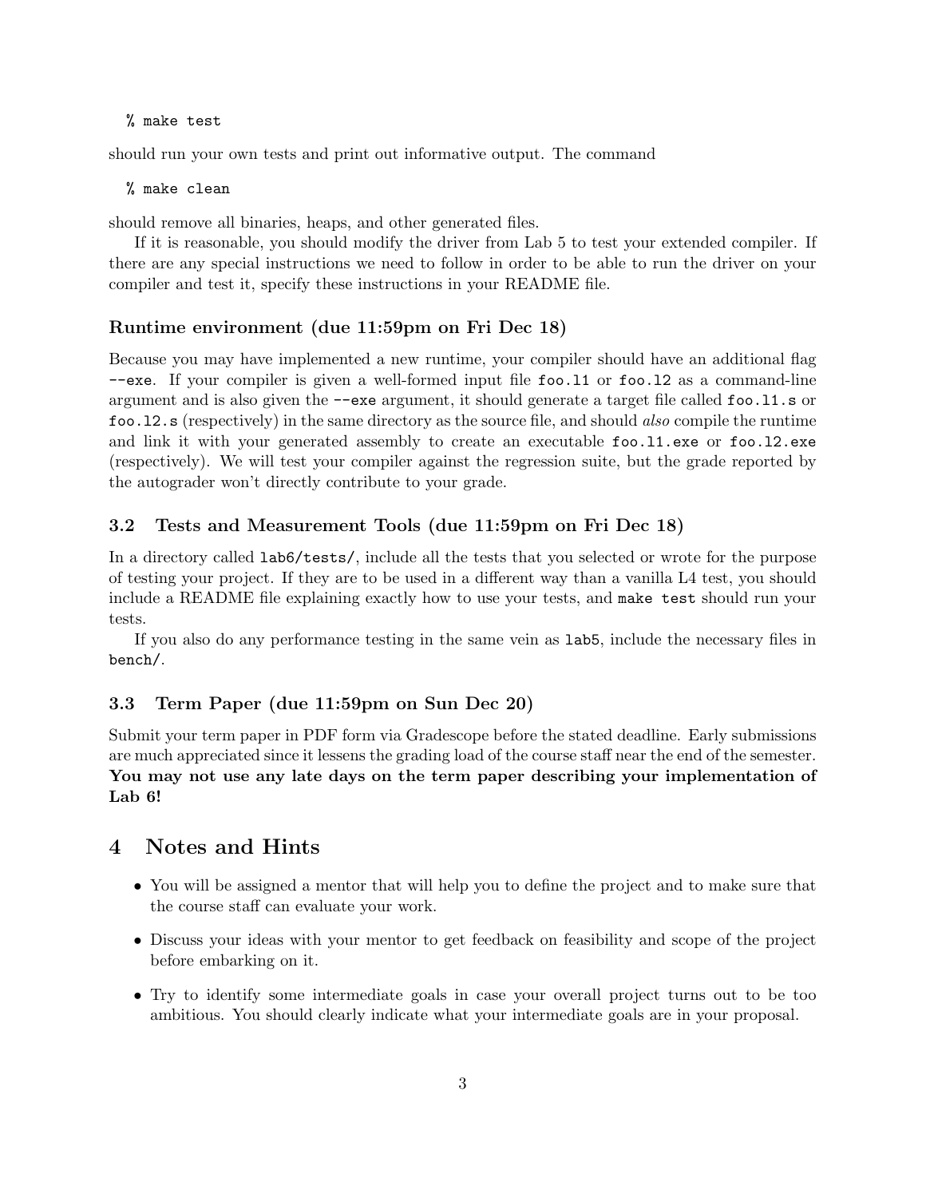```
% make test
```

should run your own tests and print out informative output. The command

```
% make clean
```

should remove all binaries, heaps, and other generated files.

If it is reasonable, you should modify the driver from Lab 5 to test your extended compiler. If there are any special instructions we need to follow in order to be able to run the driver on your compiler and test it, specify these instructions in your README file.

### Runtime environment (due 11:59pm on Fri Dec 18)

Because you may have implemented a new runtime, your compiler should have an additional flag `--exe`. If your compiler is given a well-formed input file `foo.l1` or `foo.l2` as a command-line argument and is also given the `--exe` argument, it should generate a target file called `foo.l1.s` or `foo.l2.s` (respectively) in the same directory as the source file, and should *also* compile the runtime and link it with your generated assembly to create an executable `foo.l1.exe` or `foo.l2.exe` (respectively). We will test your compiler against the regression suite, but the grade reported by the autograder won't directly contribute to your grade.

### 3.2 Tests and Measurement Tools (due 11:59pm on Fri Dec 18)

In a directory called `lab6/tests/`, include all the tests that you selected or wrote for the purpose of testing your project. If they are to be used in a different way than a vanilla L4 test, you should include a README file explaining exactly how to use your tests, and `make test` should run your tests.

If you also do any performance testing in the same vein as `lab5`, include the necessary files in `bench/`.

### 3.3 Term Paper (due 11:59pm on Sun Dec 20)

Submit your term paper in PDF form via Gradescope before the stated deadline. Early submissions are much appreciated since it lessens the grading load of the course staff near the end of the semester. **You may not use any late days on the term paper describing your implementation of Lab 6!**

## 4 Notes and Hints

- You will be assigned a mentor that will help you to define the project and to make sure that the course staff can evaluate your work.
- Discuss your ideas with your mentor to get feedback on feasibility and scope of the project before embarking on it.
- Try to identify some intermediate goals in case your overall project turns out to be too ambitious. You should clearly indicate what your intermediate goals are in your proposal.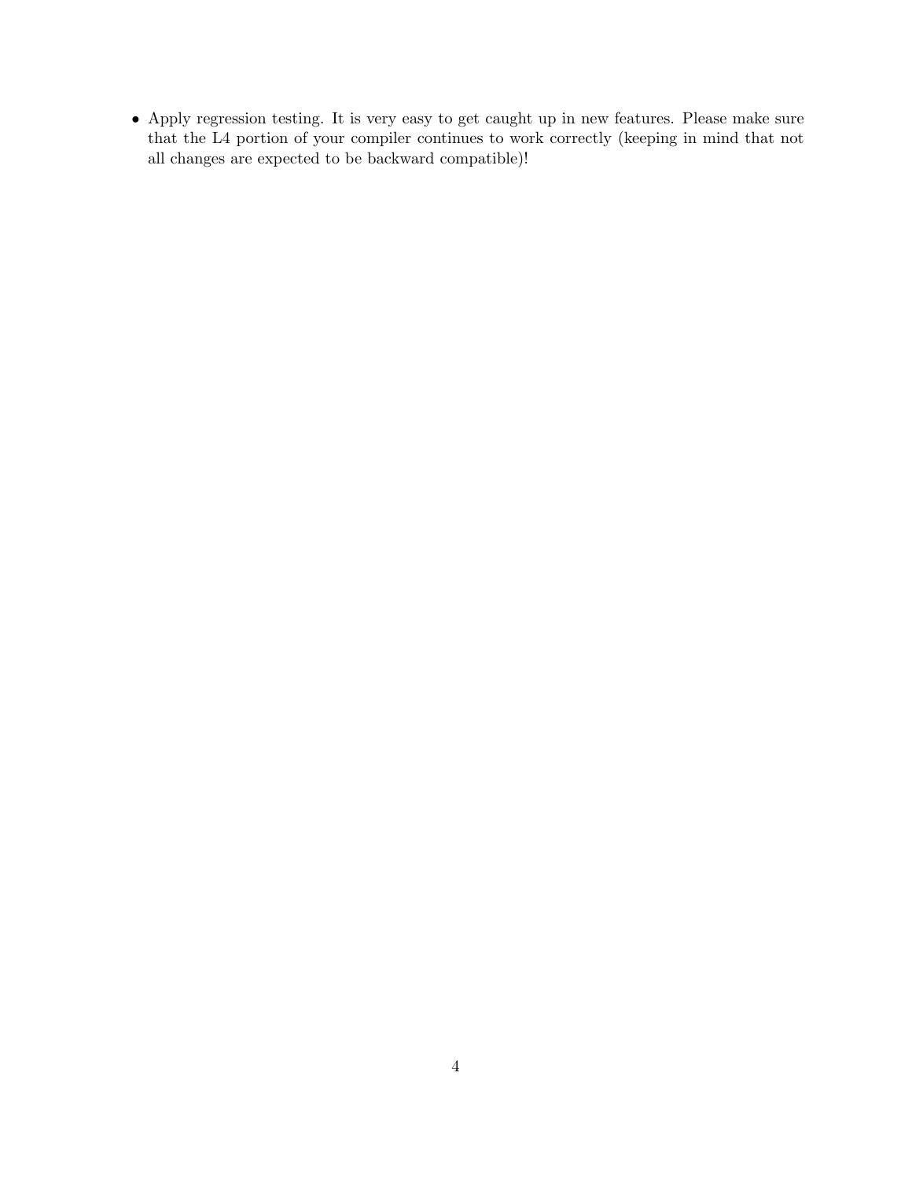- Apply regression testing. It is very easy to get caught up in new features. Please make sure that the L4 portion of your compiler continues to work correctly (keeping in mind that not all changes are expected to be backward compatible)!